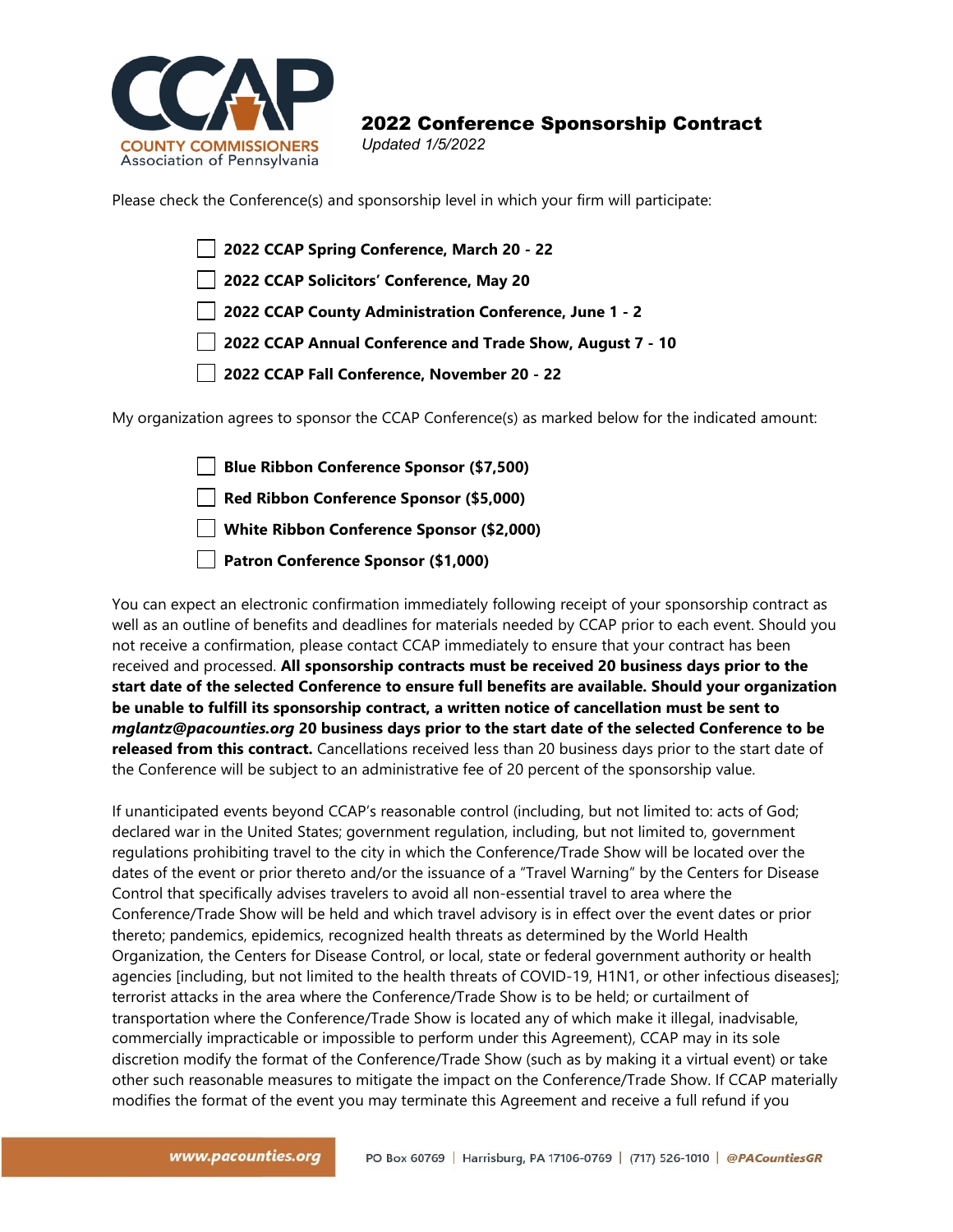# 2022 Conference Sponsorship Contract

*Updated 1/5/2022*

Please check the Conference(s) and sponsorship level in which your firm will participate:

- ☐ **2022 CCAP Spring Conference, March 20 - 22**
- ☐ **2022 CCAP Solicitors' Conference, May 20**
- ☐ **2022 CCAP County Administration Conference, June 1 - 2**
- ☐ **2022 CCAP Annual Conference and Trade Show, August 7 - 10**
- ☐ **2022 CCAP Fall Conference, November 20 - 22**

My organization agrees to sponsor the CCAP Conference(s) as marked below for the indicated amount:

- ☐ **Blue Ribbon Conference Sponsor ($7,500)**
- ☐ **Red Ribbon Conference Sponsor ($5,000)**
- ☐ **White Ribbon Conference Sponsor ($2,000)**
- ☐ **Patron Conference Sponsor ($1,000)**

You can expect an electronic confirmation immediately following receipt of your sponsorship contract as well as an outline of benefits and deadlines for materials needed by CCAP prior to each event. Should you not receive a confirmation, please contact CCAP immediately to ensure that your contract has been received and processed. **All sponsorship contracts must be received 20 business days prior to the start date of the selected Conference to ensure full benefits are available. Should your organization be unable to fulfill its sponsorship contract, a written notice of cancellation must be sent to *mglantz@pacounties.org* 20 business days prior to the start date of the selected Conference to be released from this contract.** Cancellations received less than 20 business days prior to the start date of the Conference will be subject to an administrative fee of 20 percent of the sponsorship value.

If unanticipated events beyond CCAP's reasonable control (including, but not limited to: acts of God; declared war in the United States; government regulation, including, but not limited to, government regulations prohibiting travel to the city in which the Conference/Trade Show will be located over the dates of the event or prior thereto and/or the issuance of a "Travel Warning" by the Centers for Disease Control that specifically advises travelers to avoid all non-essential travel to area where the Conference/Trade Show will be held and which travel advisory is in effect over the event dates or prior thereto; pandemics, epidemics, recognized health threats as determined by the World Health Organization, the Centers for Disease Control, or local, state or federal government authority or health agencies [including, but not limited to the health threats of COVID-19, H1N1, or other infectious diseases]; terrorist attacks in the area where the Conference/Trade Show is to be held; or curtailment of transportation where the Conference/Trade Show is located any of which make it illegal, inadvisable, commercially impracticable or impossible to perform under this Agreement), CCAP may in its sole discretion modify the format of the Conference/Trade Show (such as by making it a virtual event) or take other such reasonable measures to mitigate the impact on the Conference/Trade Show. If CCAP materially modifies the format of the event you may terminate this Agreement and receive a full refund if you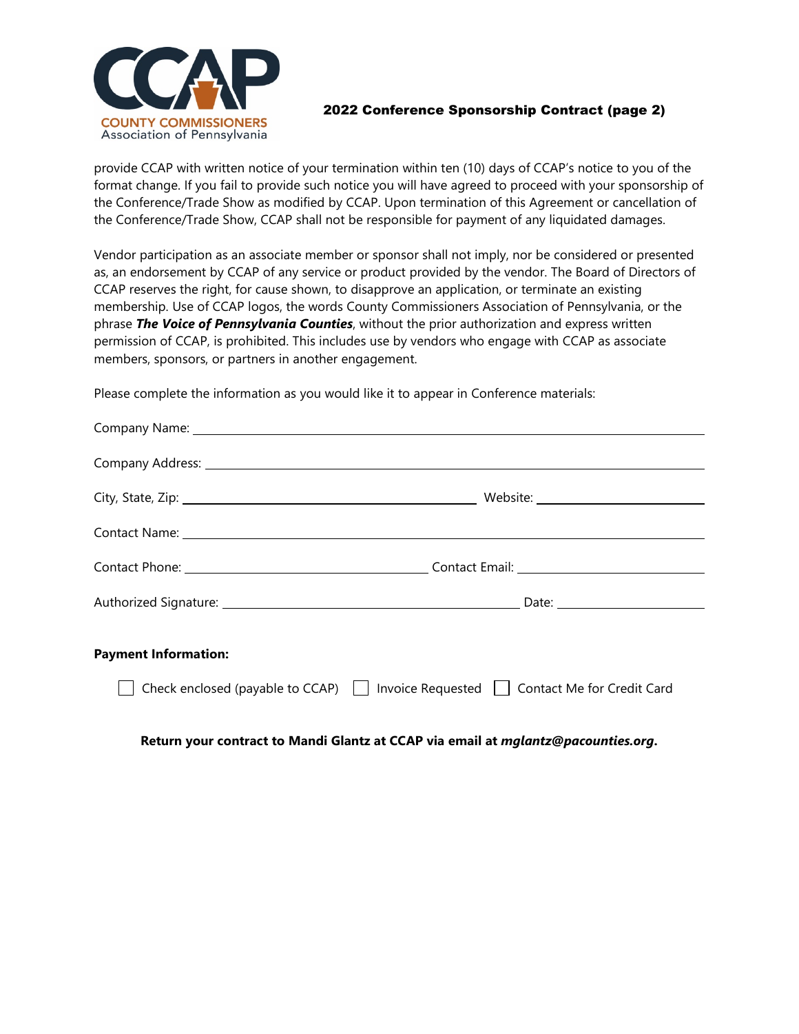## 2022 Conference Sponsorship Contract (page 2)

provide CCAP with written notice of your termination within ten (10) days of CCAP's notice to you of the format change. If you fail to provide such notice you will have agreed to proceed with your sponsorship of the Conference/Trade Show as modified by CCAP. Upon termination of this Agreement or cancellation of the Conference/Trade Show, CCAP shall not be responsible for payment of any liquidated damages.

Vendor participation as an associate member or sponsor shall not imply, nor be considered or presented as, an endorsement by CCAP of any service or product provided by the vendor. The Board of Directors of CCAP reserves the right, for cause shown, to disapprove an application, or terminate an existing membership. Use of CCAP logos, the words County Commissioners Association of Pennsylvania, or the phrase ***The Voice of Pennsylvania Counties***, without the prior authorization and express written permission of CCAP, is prohibited. This includes use by vendors who engage with CCAP as associate members, sponsors, or partners in another engagement.

Please complete the information as you would like it to appear in Conference materials:

Company Name: ____________________

Company Address: ____________________

City, State, Zip: ____________________ Website: ____________________

Contact Name: ____________________

Contact Phone: ____________________ Contact Email: ____________________

Authorized Signature: ____________________ Date: ____________________

**Payment Information:**

☐ Check enclosed (payable to CCAP) ☐ Invoice Requested ☐ Contact Me for Credit Card

**Return your contract to Mandi Glantz at CCAP via email at *mglantz@pacounties.org*.**